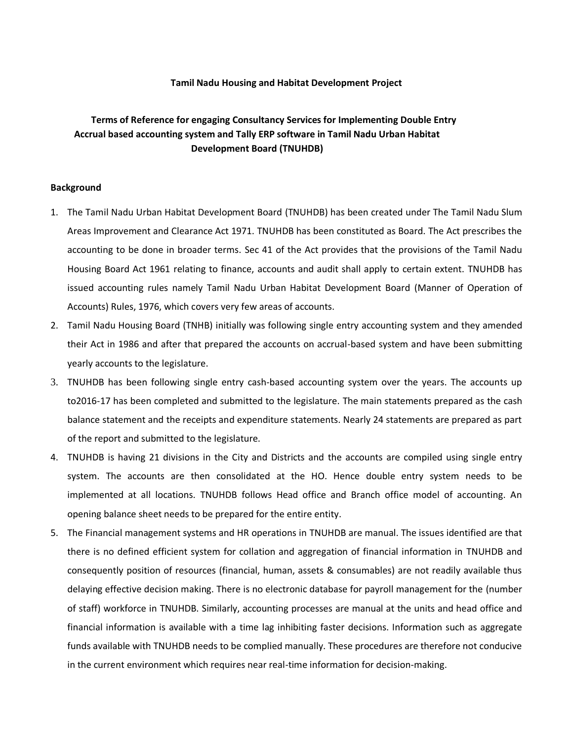**Tamil Nadu Housing and Habitat Development Project**

**Terms of Reference for engaging Consultancy Services for Implementing Double Entry Accrual based accounting system and Tally ERP software in Tamil Nadu Urban Habitat Development Board (TNUHDB)**

**Background**

1. The Tamil Nadu Urban Habitat Development Board (TNUHDB) has been created under The Tamil Nadu Slum Areas Improvement and Clearance Act 1971. TNUHDB has been constituted as Board. The Act prescribes the accounting to be done in broader terms. Sec 41 of the Act provides that the provisions of the Tamil Nadu Housing Board Act 1961 relating to finance, accounts and audit shall apply to certain extent. TNUHDB has issued accounting rules namely Tamil Nadu Urban Habitat Development Board (Manner of Operation of Accounts) Rules, 1976, which covers very few areas of accounts.
2. Tamil Nadu Housing Board (TNHB) initially was following single entry accounting system and they amended their Act in 1986 and after that prepared the accounts on accrual-based system and have been submitting yearly accounts to the legislature.
3. TNUHDB has been following single entry cash-based accounting system over the years. The accounts up to2016-17 has been completed and submitted to the legislature. The main statements prepared as the cash balance statement and the receipts and expenditure statements. Nearly 24 statements are prepared as part of the report and submitted to the legislature.
4. TNUHDB is having 21 divisions in the City and Districts and the accounts are compiled using single entry system. The accounts are then consolidated at the HO. Hence double entry system needs to be implemented at all locations. TNUHDB follows Head office and Branch office model of accounting. An opening balance sheet needs to be prepared for the entire entity.
5. The Financial management systems and HR operations in TNUHDB are manual. The issues identified are that there is no defined efficient system for collation and aggregation of financial information in TNUHDB and consequently position of resources (financial, human, assets & consumables) are not readily available thus delaying effective decision making. There is no electronic database for payroll management for the (number of staff) workforce in TNUHDB. Similarly, accounting processes are manual at the units and head office and financial information is available with a time lag inhibiting faster decisions. Information such as aggregate funds available with TNUHDB needs to be complied manually. These procedures are therefore not conducive in the current environment which requires near real-time information for decision-making.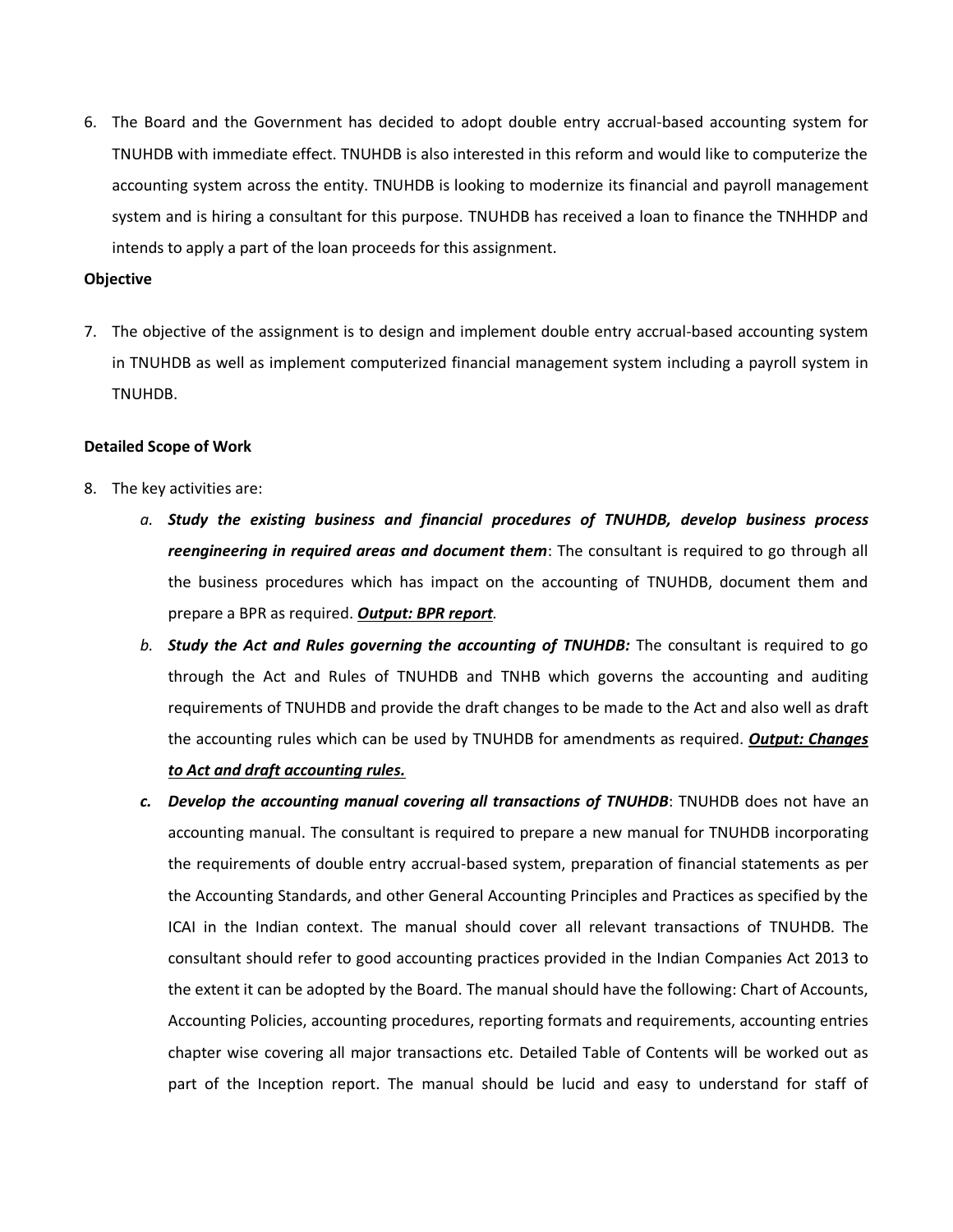6. The Board and the Government has decided to adopt double entry accrual-based accounting system for TNUHDB with immediate effect. TNUHDB is also interested in this reform and would like to computerize the accounting system across the entity. TNUHDB is looking to modernize its financial and payroll management system and is hiring a consultant for this purpose. TNUHDB has received a loan to finance the TNHHDP and intends to apply a part of the loan proceeds for this assignment.

**Objective**

7. The objective of the assignment is to design and implement double entry accrual-based accounting system in TNUHDB as well as implement computerized financial management system including a payroll system in TNUHDB.

**Detailed Scope of Work**

8. The key activities are:

   a. ***Study the existing business and financial procedures of TNUHDB, develop business process reengineering in required areas and document them***: The consultant is required to go through all the business procedures which has impact on the accounting of TNUHDB, document them and prepare a BPR as required. ***<u>Output: BPR report</u>*.**

   b. ***Study the Act and Rules governing the accounting of TNUHDB:*** The consultant is required to go through the Act and Rules of TNUHDB and TNHB which governs the accounting and auditing requirements of TNUHDB and provide the draft changes to be made to the Act and also well as draft the accounting rules which can be used by TNUHDB for amendments as required. ***<u>Output: Changes to Act and draft accounting rules.</u>***

   c. ***Develop the accounting manual covering all transactions of TNUHDB***: TNUHDB does not have an accounting manual. The consultant is required to prepare a new manual for TNUHDB incorporating the requirements of double entry accrual-based system, preparation of financial statements as per the Accounting Standards, and other General Accounting Principles and Practices as specified by the ICAI in the Indian context. The manual should cover all relevant transactions of TNUHDB. The consultant should refer to good accounting practices provided in the Indian Companies Act 2013 to the extent it can be adopted by the Board. The manual should have the following: Chart of Accounts, Accounting Policies, accounting procedures, reporting formats and requirements, accounting entries chapter wise covering all major transactions etc. Detailed Table of Contents will be worked out as part of the Inception report. The manual should be lucid and easy to understand for staff of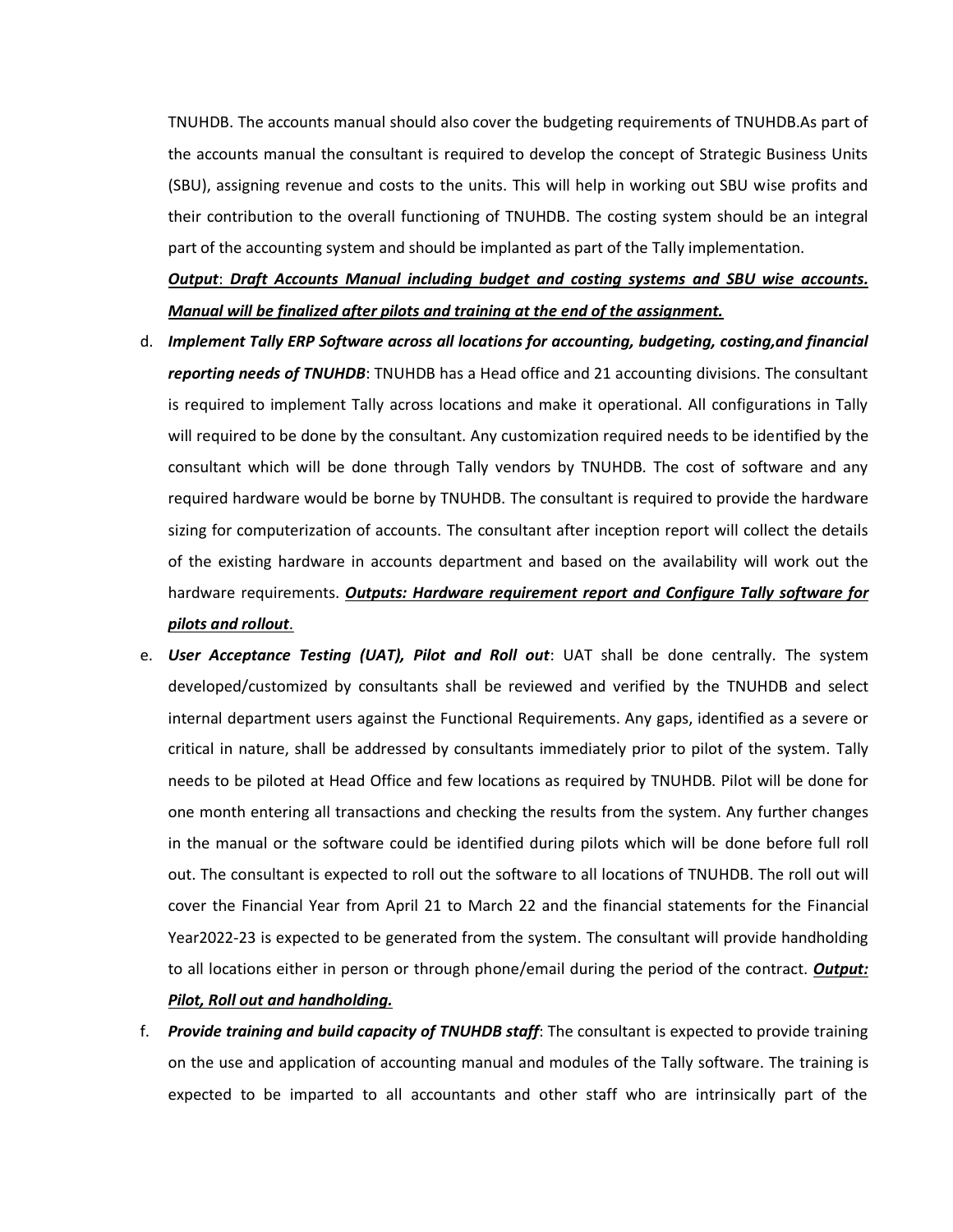TNUHDB. The accounts manual should also cover the budgeting requirements of TNUHDB.As part of the accounts manual the consultant is required to develop the concept of Strategic Business Units (SBU), assigning revenue and costs to the units. This will help in working out SBU wise profits and their contribution to the overall functioning of TNUHDB. The costing system should be an integral part of the accounting system and should be implanted as part of the Tally implementation.

***Output*: *Draft Accounts Manual including budget and costing systems and SBU wise accounts. Manual will be finalized after pilots and training at the end of the assignment.***

d. ***Implement Tally ERP Software across all locations for accounting, budgeting, costing,and financial reporting needs of TNUHDB***: TNUHDB has a Head office and 21 accounting divisions. The consultant is required to implement Tally across locations and make it operational. All configurations in Tally will required to be done by the consultant. Any customization required needs to be identified by the consultant which will be done through Tally vendors by TNUHDB. The cost of software and any required hardware would be borne by TNUHDB. The consultant is required to provide the hardware sizing for computerization of accounts. The consultant after inception report will collect the details of the existing hardware in accounts department and based on the availability will work out the hardware requirements. ***Outputs: Hardware requirement report and Configure Tally software for pilots and rollout***.

e. ***User Acceptance Testing (UAT), Pilot and Roll out***: UAT shall be done centrally. The system developed/customized by consultants shall be reviewed and verified by the TNUHDB and select internal department users against the Functional Requirements. Any gaps, identified as a severe or critical in nature, shall be addressed by consultants immediately prior to pilot of the system. Tally needs to be piloted at Head Office and few locations as required by TNUHDB. Pilot will be done for one month entering all transactions and checking the results from the system. Any further changes in the manual or the software could be identified during pilots which will be done before full roll out. The consultant is expected to roll out the software to all locations of TNUHDB. The roll out will cover the Financial Year from April 21 to March 22 and the financial statements for the Financial Year2022-23 is expected to be generated from the system. The consultant will provide handholding to all locations either in person or through phone/email during the period of the contract. ***Output: Pilot, Roll out and handholding.***

f. ***Provide training and build capacity of TNUHDB staff***: The consultant is expected to provide training on the use and application of accounting manual and modules of the Tally software. The training is expected to be imparted to all accountants and other staff who are intrinsically part of the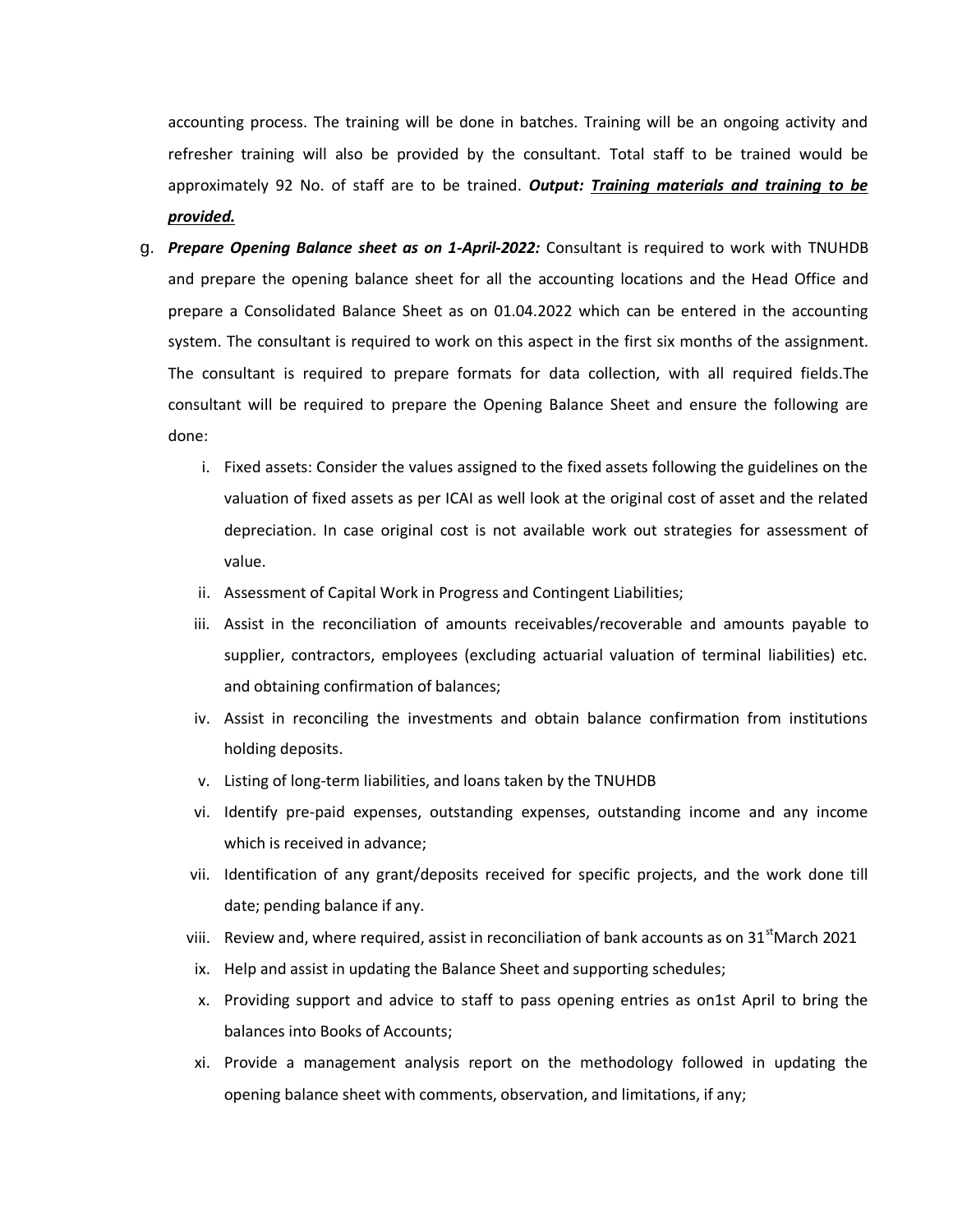accounting process. The training will be done in batches. Training will be an ongoing activity and refresher training will also be provided by the consultant. Total staff to be trained would be approximately 92 No. of staff are to be trained. ***Output: <u>Training materials and training to be provided.</u>***

g. ***Prepare Opening Balance sheet as on 1-April-2022:*** Consultant is required to work with TNUHDB and prepare the opening balance sheet for all the accounting locations and the Head Office and prepare a Consolidated Balance Sheet as on 01.04.2022 which can be entered in the accounting system. The consultant is required to work on this aspect in the first six months of the assignment. The consultant is required to prepare formats for data collection, with all required fields.The consultant will be required to prepare the Opening Balance Sheet and ensure the following are done:

   i. Fixed assets: Consider the values assigned to the fixed assets following the guidelines on the valuation of fixed assets as per ICAI as well look at the original cost of asset and the related depreciation. In case original cost is not available work out strategies for assessment of value.
   ii. Assessment of Capital Work in Progress and Contingent Liabilities;
   iii. Assist in the reconciliation of amounts receivables/recoverable and amounts payable to supplier, contractors, employees (excluding actuarial valuation of terminal liabilities) etc. and obtaining confirmation of balances;
   iv. Assist in reconciling the investments and obtain balance confirmation from institutions holding deposits.
   v. Listing of long-term liabilities, and loans taken by the TNUHDB
   vi. Identify pre-paid expenses, outstanding expenses, outstanding income and any income which is received in advance;
   vii. Identification of any grant/deposits received for specific projects, and the work done till date; pending balance if any.
   viii. Review and, where required, assist in reconciliation of bank accounts as on 31st March 2021
   ix. Help and assist in updating the Balance Sheet and supporting schedules;
   x. Providing support and advice to staff to pass opening entries as on1st April to bring the balances into Books of Accounts;
   xi. Provide a management analysis report on the methodology followed in updating the opening balance sheet with comments, observation, and limitations, if any;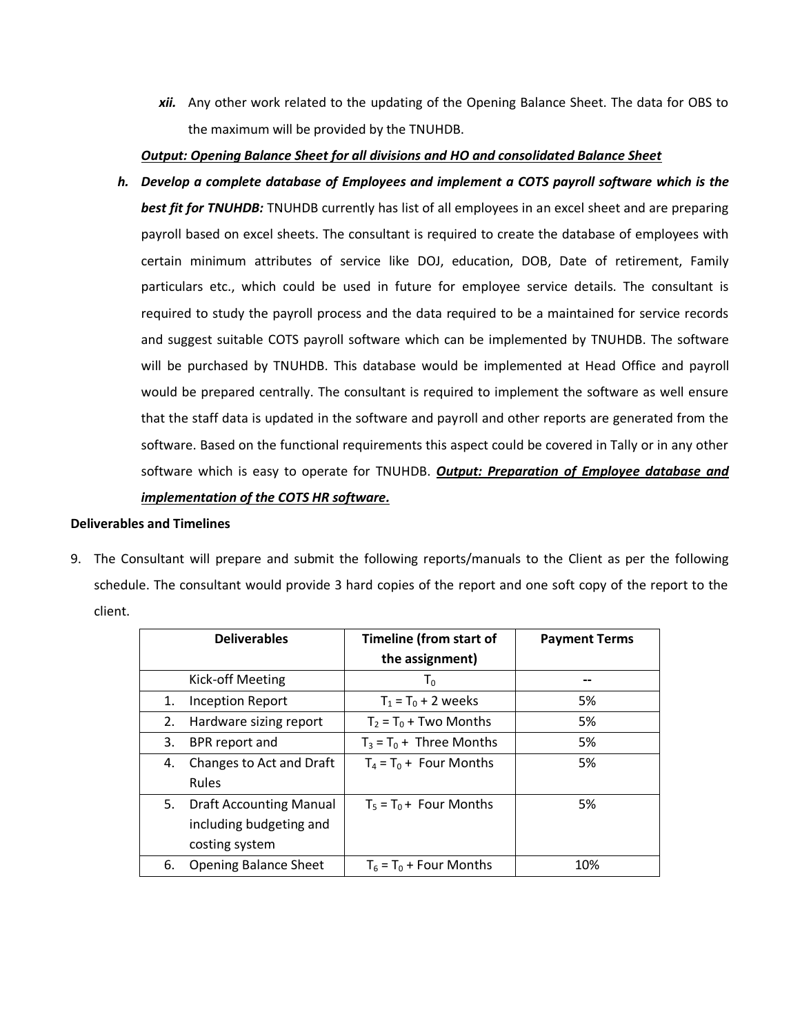*xii.* Any other work related to the updating of the Opening Balance Sheet. The data for OBS to the maximum will be provided by the TNUHDB.

***Output: Opening Balance Sheet for all divisions and HO and consolidated Balance Sheet***

*h.* ***Develop a complete database of Employees and implement a COTS payroll software which is the best fit for TNUHDB:*** TNUHDB currently has list of all employees in an excel sheet and are preparing payroll based on excel sheets. The consultant is required to create the database of employees with certain minimum attributes of service like DOJ, education, DOB, Date of retirement, Family particulars etc., which could be used in future for employee service details. The consultant is required to study the payroll process and the data required to be a maintained for service records and suggest suitable COTS payroll software which can be implemented by TNUHDB. The software will be purchased by TNUHDB. This database would be implemented at Head Office and payroll would be prepared centrally. The consultant is required to implement the software as well ensure that the staff data is updated in the software and payroll and other reports are generated from the software. Based on the functional requirements this aspect could be covered in Tally or in any other software which is easy to operate for TNUHDB. ***Output: Preparation of Employee database and implementation of the COTS HR software.***

**Deliverables and Timelines**

9. The Consultant will prepare and submit the following reports/manuals to the Client as per the following schedule. The consultant would provide 3 hard copies of the report and one soft copy of the report to the client.

| Deliverables | Timeline (from start of the assignment) | Payment Terms |
|---|---|---|
| Kick-off Meeting | $T_0$ | -- |
| 1. Inception Report | $T_1 = T_0 + 2$ weeks | 5% |
| 2. Hardware sizing report | $T_2 = T_0 +$ Two Months | 5% |
| 3. BPR report and | $T_3 = T_0 +$ Three Months | 5% |
| 4. Changes to Act and Draft Rules | $T_4 = T_0 +$ Four Months | 5% |
| 5. Draft Accounting Manual including budgeting and costing system | $T_5 = T_0 +$ Four Months | 5% |
| 6. Opening Balance Sheet | $T_6 = T_0 +$ Four Months | 10% |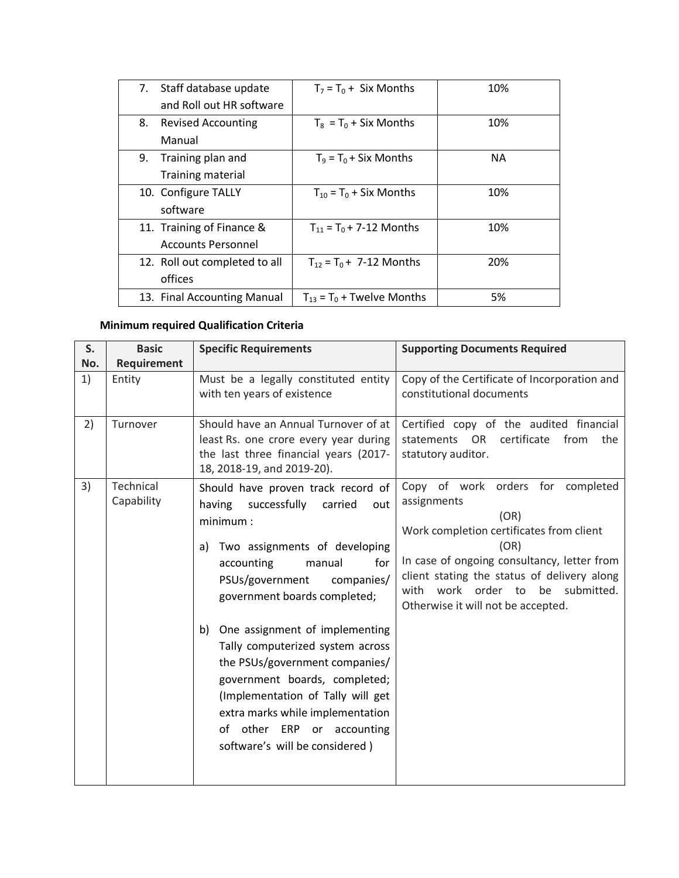| 7. Staff database update and Roll out HR software | $T_7 = T_0 +$ Six Months | 10% |
|---|---|---|
| 8. Revised Accounting Manual | $T_8 = T_0 +$ Six Months | 10% |
| 9. Training plan and Training material | $T_9 = T_0 +$ Six Months | NA |
| 10. Configure TALLY software | $T_{10} = T_0 +$ Six Months | 10% |
| 11. Training of Finance & Accounts Personnel | $T_{11} = T_0 +$ 7-12 Months | 10% |
| 12. Roll out completed to all offices | $T_{12} = T_0 +$ 7-12 Months | 20% |
| 13. Final Accounting Manual | $T_{13} = T_0 +$ Twelve Months | 5% |

**Minimum required Qualification Criteria**

| S. No. | Basic Requirement | Specific Requirements | Supporting Documents Required |
|---|---|---|---|
| 1) | Entity | Must be a legally constituted entity with ten years of existence | Copy of the Certificate of Incorporation and constitutional documents |
| 2) | Turnover | Should have an Annual Turnover of at least Rs. one crore every year during the last three financial years (2017-18, 2018-19, and 2019-20). | Certified copy of the audited financial statements OR certificate from the statutory auditor. |
| 3) | Technical Capability | Should have proven track record of having successfully carried out minimum :<br>a) Two assignments of developing accounting manual for PSUs/government companies/ government boards completed;<br>b) One assignment of implementing Tally computerized system across the PSUs/government companies/ government boards, completed; (Implementation of Tally will get extra marks while implementation of other ERP or accounting software's will be considered ) | Copy of work orders for completed assignments<br>(OR)<br>Work completion certificates from client<br>(OR)<br>In case of ongoing consultancy, letter from client stating the status of delivery along with work order to be submitted. Otherwise it will not be accepted. |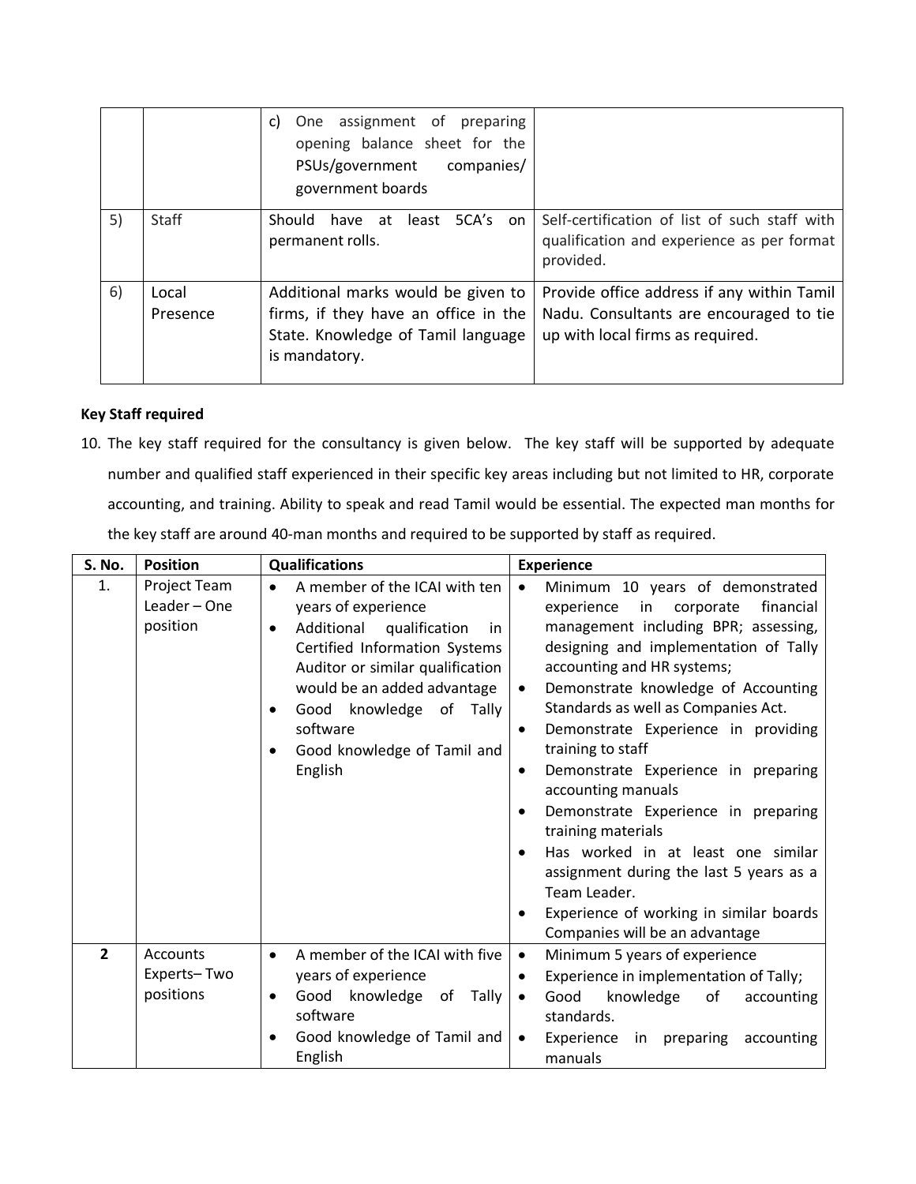|  |  | c) One assignment of preparing opening balance sheet for the PSUs/government companies/ government boards |  |
|---|---|---|---|
| 5) | Staff | Should have at least 5CA's on permanent rolls. | Self-certification of list of such staff with qualification and experience as per format provided. |
| 6) | Local Presence | Additional marks would be given to firms, if they have an office in the State. Knowledge of Tamil language is mandatory. | Provide office address if any within Tamil Nadu. Consultants are encouraged to tie up with local firms as required. |

**Key Staff required**

10. The key staff required for the consultancy is given below. The key staff will be supported by adequate number and qualified staff experienced in their specific key areas including but not limited to HR, corporate accounting, and training. Ability to speak and read Tamil would be essential. The expected man months for the key staff are around 40-man months and required to be supported by staff as required.

| S. No. | Position | Qualifications | Experience |
|---|---|---|---|
| 1. | Project Team Leader – One position | • A member of the ICAI with ten years of experience<br>• Additional qualification in Certified Information Systems Auditor or similar qualification would be an added advantage<br>• Good knowledge of Tally software<br>• Good knowledge of Tamil and English | • Minimum 10 years of demonstrated experience in corporate financial management including BPR; assessing, designing and implementation of Tally accounting and HR systems;<br>• Demonstrate knowledge of Accounting Standards as well as Companies Act.<br>• Demonstrate Experience in providing training to staff<br>• Demonstrate Experience in preparing accounting manuals<br>• Demonstrate Experience in preparing training materials<br>• Has worked in at least one similar assignment during the last 5 years as a Team Leader.<br>• Experience of working in similar boards Companies will be an advantage |
| **2** | Accounts Experts– Two positions | • A member of the ICAI with five years of experience<br>• Good knowledge of Tally software<br>• Good knowledge of Tamil and English | • Minimum 5 years of experience<br>• Experience in implementation of Tally;<br>• Good knowledge of accounting standards.<br>• Experience in preparing accounting manuals |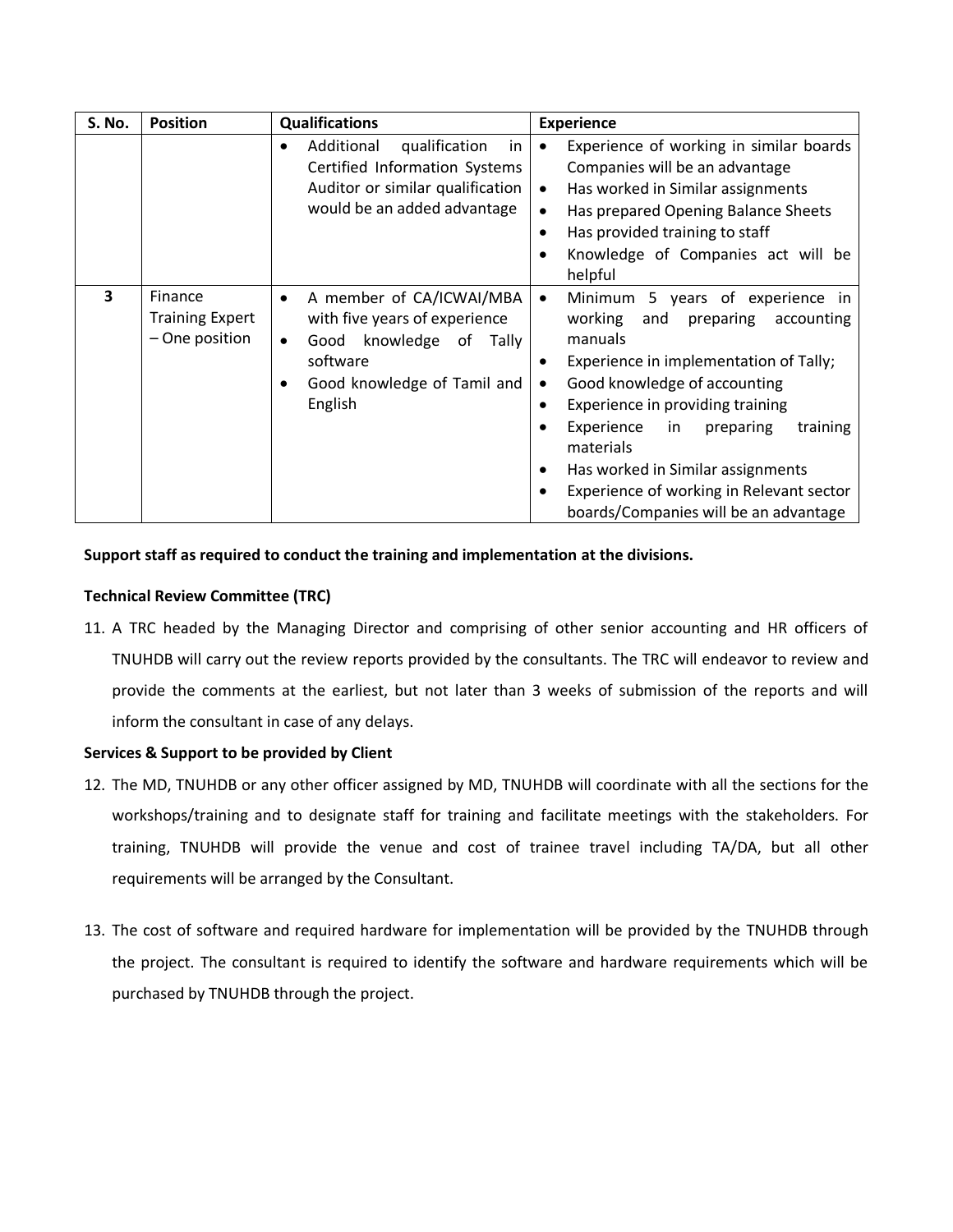| S. No. | Position | Qualifications | Experience |
|---|---|---|---|
| | | • Additional qualification in Certified Information Systems Auditor or similar qualification would be an added advantage | • Experience of working in similar boards Companies will be an advantage<br>• Has worked in Similar assignments<br>• Has prepared Opening Balance Sheets<br>• Has provided training to staff<br>• Knowledge of Companies act will be helpful |
| **3** | Finance Training Expert – One position | • A member of CA/ICWAI/MBA with five years of experience<br>• Good knowledge of Tally software<br>• Good knowledge of Tamil and English | • Minimum 5 years of experience in working and preparing accounting manuals<br>• Experience in implementation of Tally;<br>• Good knowledge of accounting<br>• Experience in providing training<br>• Experience in preparing training materials<br>• Has worked in Similar assignments<br>• Experience of working in Relevant sector boards/Companies will be an advantage |

**Support staff as required to conduct the training and implementation at the divisions.**

**Technical Review Committee (TRC)**

11. A TRC headed by the Managing Director and comprising of other senior accounting and HR officers of TNUHDB will carry out the review reports provided by the consultants. The TRC will endeavor to review and provide the comments at the earliest, but not later than 3 weeks of submission of the reports and will inform the consultant in case of any delays.

**Services & Support to be provided by Client**

12. The MD, TNUHDB or any other officer assigned by MD, TNUHDB will coordinate with all the sections for the workshops/training and to designate staff for training and facilitate meetings with the stakeholders. For training, TNUHDB will provide the venue and cost of trainee travel including TA/DA, but all other requirements will be arranged by the Consultant.

13. The cost of software and required hardware for implementation will be provided by the TNUHDB through the project. The consultant is required to identify the software and hardware requirements which will be purchased by TNUHDB through the project.